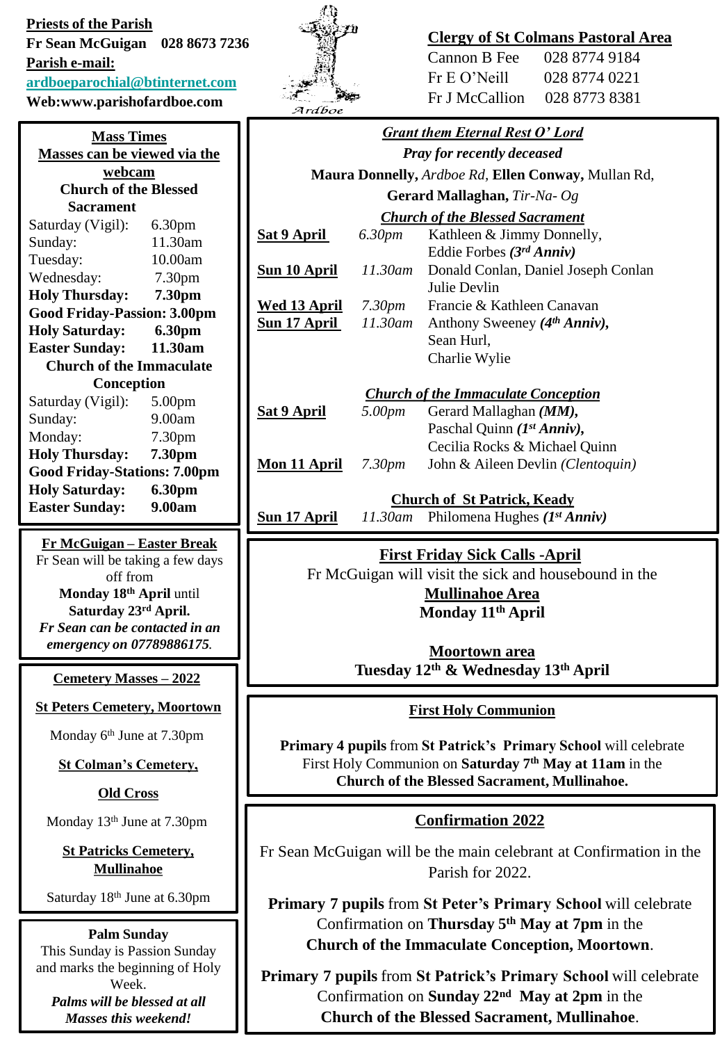**Priests of the Parish**

**Fr Sean McGuigan 028 8673 7236**

**Parish e-mail:**

**ardboeparochial@btinternet.com**

**Web:www.parishofardboe.com**

Ardboe

**Clergy of St Colmans Pastoral Area**

Cannon B Fee 028 8774 9184

Fr E O'Neill 028 8774 0221

Fr J McCallion 028 8773 8381

**Mass Times**

**Masses can be viewed via the webcam**

**Church of the Blessed Sacrament**

| | |
|---|---|
| Saturday (Vigil): | 6.30pm |
| Sunday: | 11.30am |
| Tuesday: | 10.00am |
| Wednesday: | 7.30pm |
| **Holy Thursday:** | **7.30pm** |
| **Good Friday-Passion:** | **3.00pm** |
| **Holy Saturday:** | **6.30pm** |
| **Easter Sunday:** | **11.30am** |

**Church of the Immaculate Conception**

| | |
|---|---|
| Saturday (Vigil): | 5.00pm |
| Sunday: | 9.00am |
| Monday: | 7.30pm |
| **Holy Thursday:** | **7.30pm** |
| **Good Friday-Stations:** | **7.00pm** |
| **Holy Saturday:** | **6.30pm** |
| **Easter Sunday:** | **9.00am** |

**Fr McGuigan – Easter Break**

Fr Sean will be taking a few days off from **Monday 18th April** until **Saturday 23rd April.**

***Fr Sean can be contacted in an emergency on 07789886175.***

**Cemetery Masses – 2022**

**St Peters Cemetery, Moortown**

Monday 6th June at 7.30pm

**St Colman's Cemetery, Old Cross**

Monday 13th June at 7.30pm

**St Patricks Cemetery, Mullinahoe**

Saturday 18th June at 6.30pm

**Palm Sunday**

This Sunday is Passion Sunday and marks the beginning of Holy Week.

***Palms will be blessed at all Masses this weekend!***

***Grant them Eternal Rest O' Lord***

***Pray for recently deceased***

**Maura Donnelly,** *Ardboe Rd,* **Ellen Conway,** Mullan Rd, **Gerard Mallaghan,** *Tir-Na- Og*

***Church of the Blessed Sacrament***

| | | |
|---|---|---|
| **Sat 9 April** | *6.30pm* | Kathleen & Jimmy Donnelly, Eddie Forbes ***(3rd Anniv)*** |
| **Sun 10 April** | *11.30am* | Donald Conlan, Daniel Joseph Conlan, Julie Devlin |
| **Wed 13 April** | *7.30pm* | Francie & Kathleen Canavan |
| **Sun 17 April** | *11.30am* | Anthony Sweeney ***(4th Anniv),*** Sean Hurl, Charlie Wylie |

***Church of the Immaculate Conception***

| | | |
|---|---|---|
| **Sat 9 April** | *5.00pm* | Gerard Mallaghan ***(MM),*** Paschal Quinn ***(1st Anniv),*** Cecilia Rocks & Michael Quinn |
| **Mon 11 April** | *7.30pm* | John & Aileen Devlin *(Clentoquin)* |

**Church of St Patrick, Keady**

| | | |
|---|---|---|
| **Sun 17 April** | *11.30am* | Philomena Hughes ***(1st Anniv)*** |

**First Friday Sick Calls -April**

Fr McGuigan will visit the sick and housebound in the **Mullinahoe Area Monday 11th April**

**Moortown area Tuesday 12th & Wednesday 13th April**

**First Holy Communion**

**Primary 4 pupils** from **St Patrick's Primary School** will celebrate First Holy Communion on **Saturday 7th May at 11am** in the **Church of the Blessed Sacrament, Mullinahoe.**

**Confirmation 2022**

Fr Sean McGuigan will be the main celebrant at Confirmation in the Parish for 2022.

**Primary 7 pupils** from **St Peter's Primary School** will celebrate Confirmation on **Thursday 5th May at 7pm** in the **Church of the Immaculate Conception, Moortown**.

**Primary 7 pupils** from **St Patrick's Primary School** will celebrate Confirmation on **Sunday 22nd May at 2pm** in the **Church of the Blessed Sacrament, Mullinahoe**.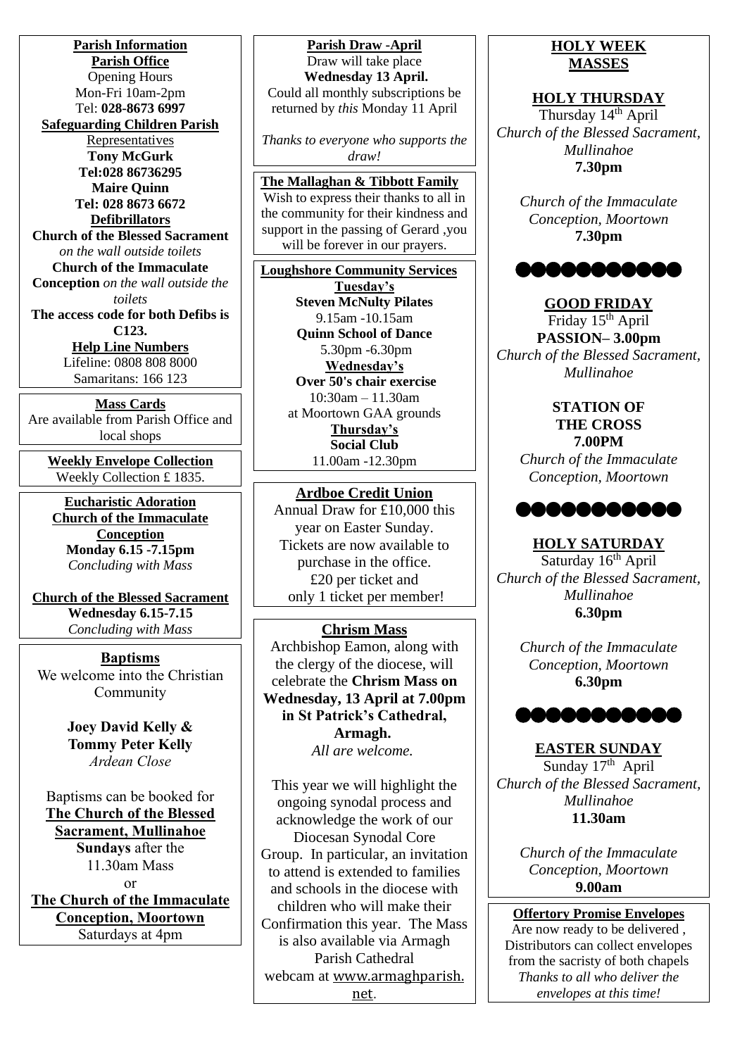**Parish Information**

**Parish Office**

Opening Hours

Mon-Fri 10am-2pm

Tel: **028-8673 6997**

**Safeguarding Children Parish**

Representatives

**Tony McGurk**

**Tel:028 86736295**

**Maire Quinn**

**Tel: 028 8673 6672**

**Defibrillators**

**Church of the Blessed Sacrament** *on the wall outside toilets*

**Church of the Immaculate Conception** *on the wall outside the toilets*

**The access code for both Defibs is C123.**

**Help Line Numbers**

Lifeline: 0808 808 8000

Samaritans: 166 123

**Mass Cards**

Are available from Parish Office and local shops

**Weekly Envelope Collection**

Weekly Collection £ 1835.

**Eucharistic Adoration**

**Church of the Immaculate Conception**

**Monday 6.15 -7.15pm**

*Concluding with Mass*

**Church of the Blessed Sacrament**

**Wednesday 6.15-7.15**

*Concluding with Mass*

**Baptisms**

We welcome into the Christian Community

**Joey David Kelly & Tommy Peter Kelly**

*Ardean Close*

Baptisms can be booked for **The Church of the Blessed Sacrament, Mullinahoe** **Sundays** after the 11.30am Mass

or

**The Church of the Immaculate Conception, Moortown** Saturdays at 4pm

**Parish Draw -April**

Draw will take place **Wednesday 13 April.**

Could all monthly subscriptions be returned by *this* Monday 11 April

*Thanks to everyone who supports the draw!*

**The Mallaghan & Tibbott Family**

Wish to express their thanks to all in the community for their kindness and support in the passing of Gerard ,you will be forever in our prayers.

**Loughshore Community Services**

**Tuesday's**

**Steven McNulty Pilates**

9.15am -10.15am

**Quinn School of Dance**

5.30pm -6.30pm

**Wednesday's**

**Over 50's chair exercise**

10:30am – 11.30am

at Moortown GAA grounds

**Thursday's**

**Social Club**

11.00am -12.30pm

**Ardboe Credit Union**

Annual Draw for £10,000 this year on Easter Sunday. Tickets are now available to purchase in the office. £20 per ticket and only 1 ticket per member!

**Chrism Mass**

Archbishop Eamon, along with the clergy of the diocese, will celebrate the **Chrism Mass on Wednesday, 13 April at 7.00pm in St Patrick's Cathedral, Armagh.**

*All are welcome.*

This year we will highlight the ongoing synodal process and acknowledge the work of our Diocesan Synodal Core Group. In particular, an invitation to attend is extended to families and schools in the diocese with children who will make their Confirmation this year. The Mass is also available via Armagh Parish Cathedral webcam at www.armaghparish.net.

## HOLY WEEK MASSES

**HOLY THURSDAY**

Thursday 14th April

*Church of the Blessed Sacrament, Mullinahoe*

**7.30pm**

*Church of the Immaculate Conception, Moortown*

**7.30pm**

**GOOD FRIDAY**

Friday 15th April

**PASSION– 3.00pm**

*Church of the Blessed Sacrament, Mullinahoe*

**STATION OF THE CROSS 7.00PM**

*Church of the Immaculate Conception, Moortown*

**HOLY SATURDAY**

Saturday 16th April

*Church of the Blessed Sacrament, Mullinahoe*

**6.30pm**

*Church of the Immaculate Conception, Moortown*

**6.30pm**

**EASTER SUNDAY**

Sunday 17th April

*Church of the Blessed Sacrament, Mullinahoe*

**11.30am**

*Church of the Immaculate Conception, Moortown*

**9.00am**

**Offertory Promise Envelopes**

Are now ready to be delivered , Distributors can collect envelopes from the sacristy of both chapels

*Thanks to all who deliver the envelopes at this time!*